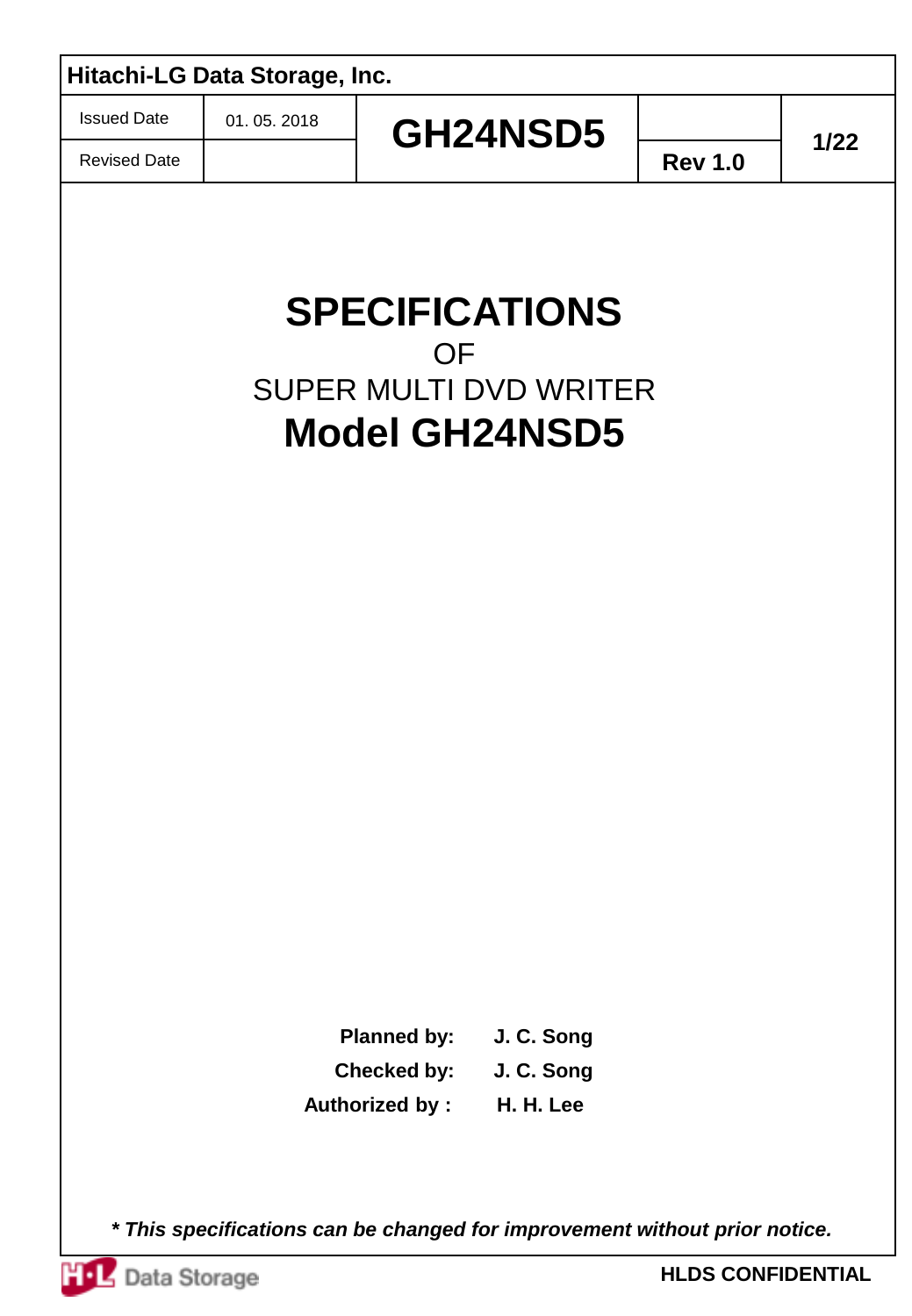| Hitachi-LG Data Storage, Inc. | | | | |
|---|---|---|---|---|
| Issued Date | 01. 05. 2018 | GH24NSD5 | | |
| Revised Date | | | Rev 1.0 | |

# SPECIFICATIONS

OF

SUPER MULTI DVD WRITER

# Model GH24NSD5

**Planned by:** **J. C. Song**

**Checked by:** **J. C. Song**

**Authorized by :** **H. H. Lee**

***\* This specifications can be changed for improvement without prior notice.***

**HLDS CONFIDENTIAL**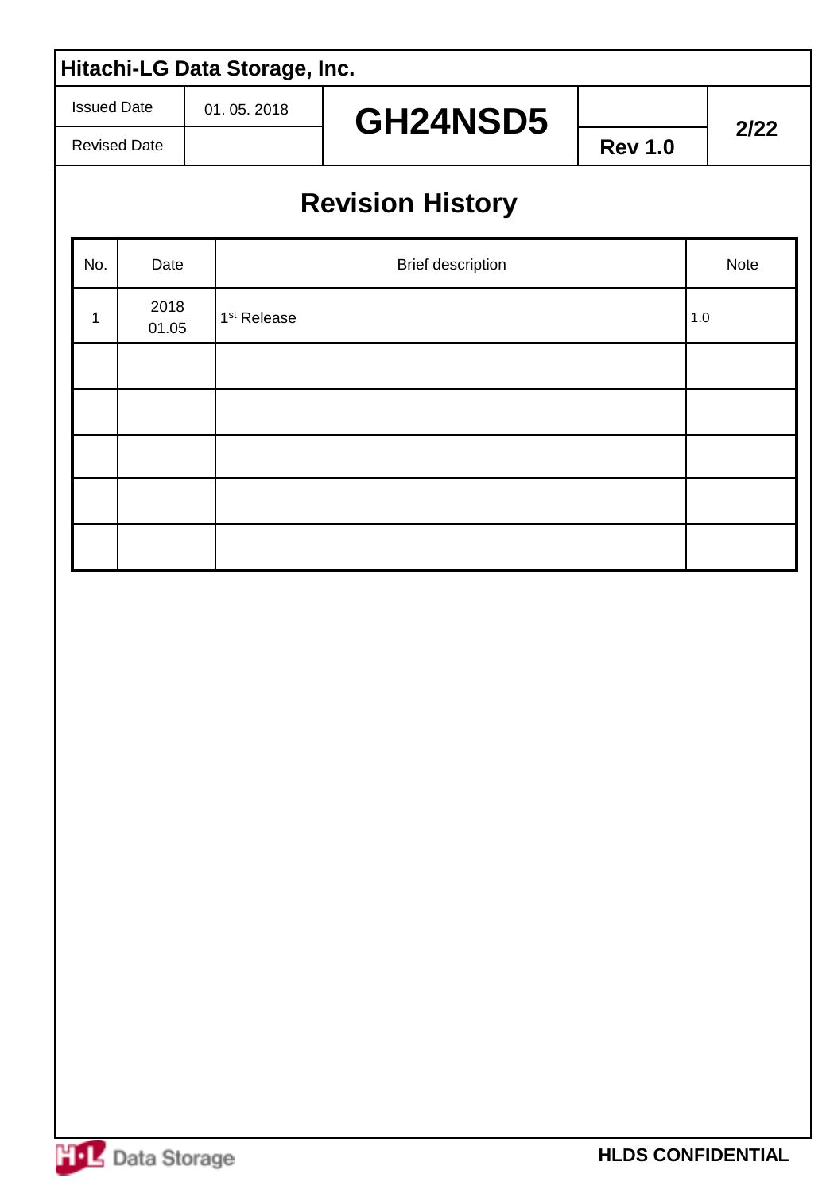# Revision History

| No. | Date | Brief description | Note |
|---|---|---|---|
| 1 | 2018 01.05 | 1st Release | 1.0 |
| | | | |
| | | | |
| | | | |
| | | | |
| | | | |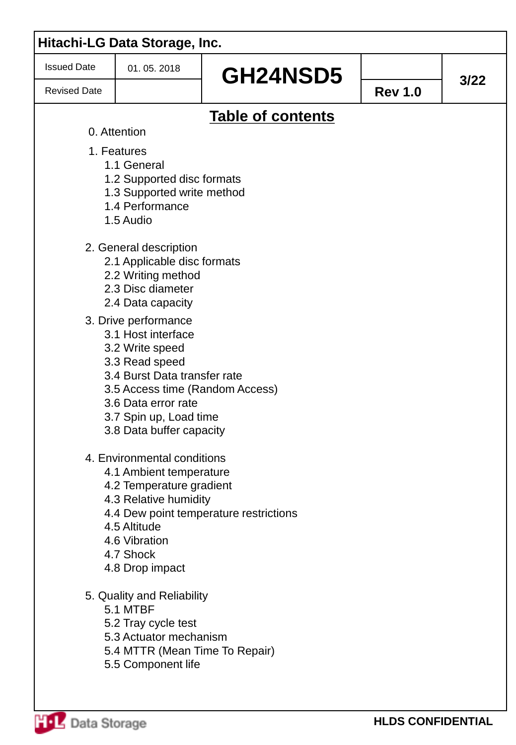# Table of contents

0. Attention

1. Features
   - 1.1 General
   - 1.2 Supported disc formats
   - 1.3 Supported write method
   - 1.4 Performance
   - 1.5 Audio

2. General description
   - 2.1 Applicable disc formats
   - 2.2 Writing method
   - 2.3 Disc diameter
   - 2.4 Data capacity

3. Drive performance
   - 3.1 Host interface
   - 3.2 Write speed
   - 3.3 Read speed
   - 3.4 Burst Data transfer rate
   - 3.5 Access time (Random Access)
   - 3.6 Data error rate
   - 3.7 Spin up, Load time
   - 3.8 Data buffer capacity

4. Environmental conditions
   - 4.1 Ambient temperature
   - 4.2 Temperature gradient
   - 4.3 Relative humidity
   - 4.4 Dew point temperature restrictions
   - 4.5 Altitude
   - 4.6 Vibration
   - 4.7 Shock
   - 4.8 Drop impact

5. Quality and Reliability
   - 5.1 MTBF
   - 5.2 Tray cycle test
   - 5.3 Actuator mechanism
   - 5.4 MTTR (Mean Time To Repair)
   - 5.5 Component life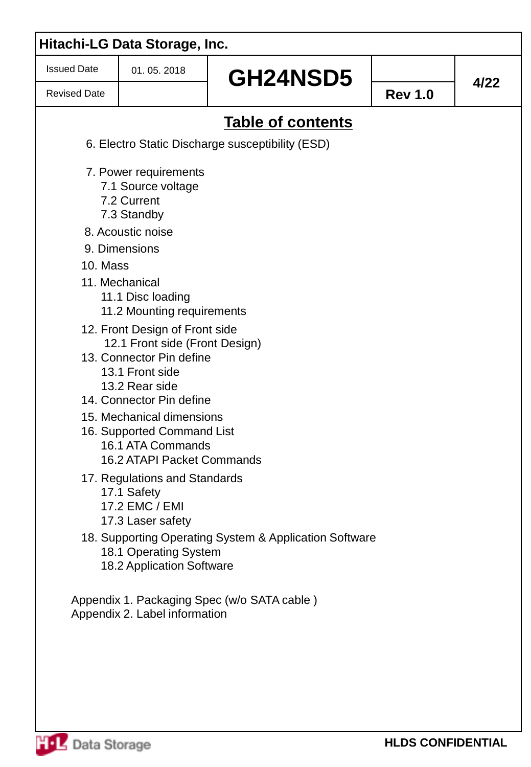## Table of contents

6. Electro Static Discharge susceptibility (ESD)

7. Power requirements
   - 7.1 Source voltage
   - 7.2 Current
   - 7.3 Standby

8. Acoustic noise

9. Dimensions

10. Mass

11. Mechanical
    - 11.1 Disc loading
    - 11.2 Mounting requirements

12. Front Design of Front side
    - 12.1 Front side (Front Design)

13. Connector Pin define
    - 13.1 Front side
    - 13.2 Rear side

14. Connector Pin define

15. Mechanical dimensions

16. Supported Command List
    - 16.1 ATA Commands
    - 16.2 ATAPI Packet Commands

17. Regulations and Standards
    - 17.1 Safety
    - 17.2 EMC / EMI
    - 17.3 Laser safety

18. Supporting Operating System & Application Software
    - 18.1 Operating System
    - 18.2 Application Software

Appendix 1. Packaging Spec (w/o SATA cable )

Appendix 2. Label information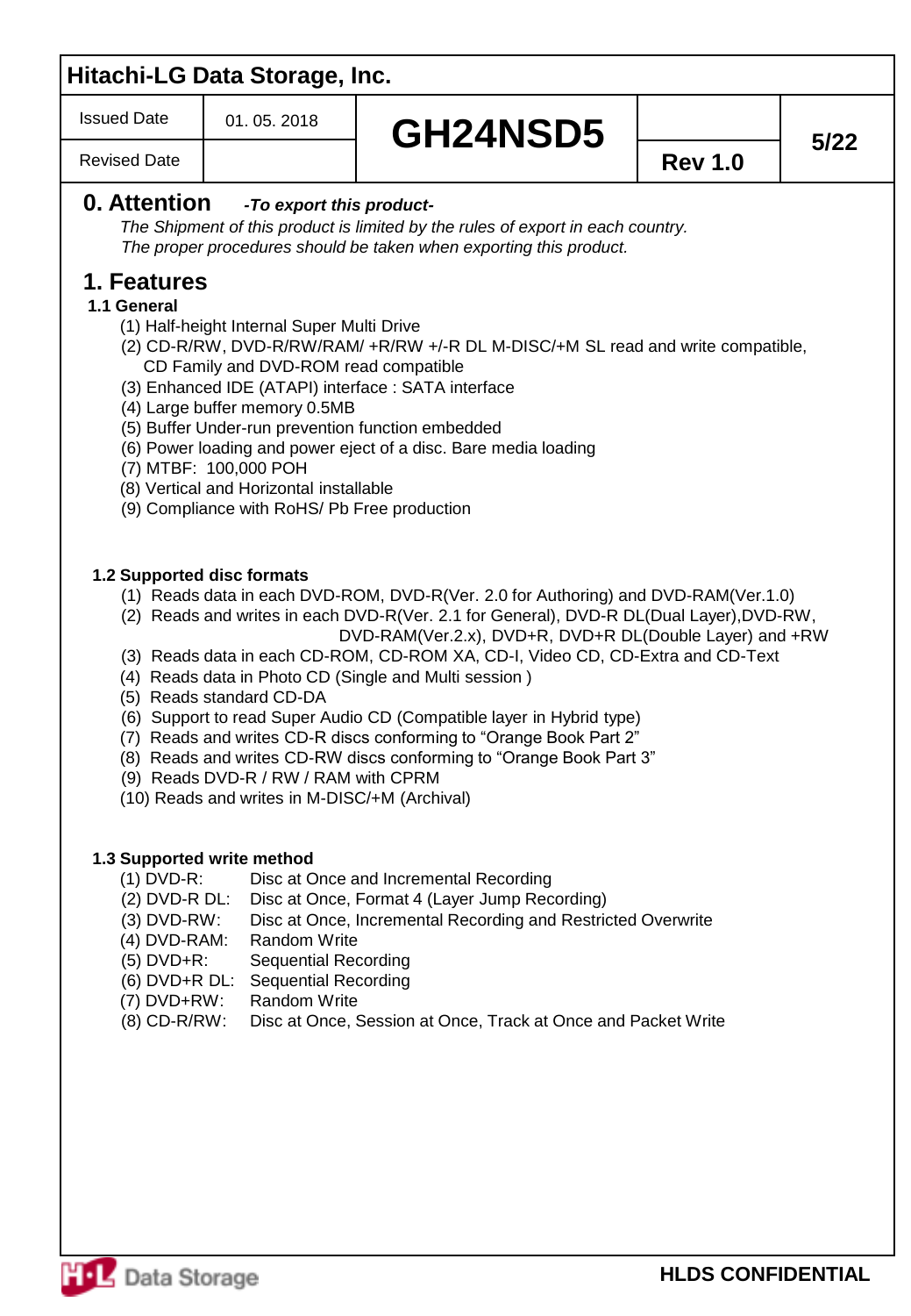## 0. Attention *-To export this product-*

*The Shipment of this product is limited by the rules of export in each country.*
*The proper procedures should be taken when exporting this product.*

## 1. Features

### 1.1 General

(1) Half-height Internal Super Multi Drive
(2) CD-R/RW, DVD-R/RW/RAM/ +R/RW +/-R DL M-DISC/+M SL read and write compatible, CD Family and DVD-ROM read compatible
(3) Enhanced IDE (ATAPI) interface : SATA interface
(4) Large buffer memory 0.5MB
(5) Buffer Under-run prevention function embedded
(6) Power loading and power eject of a disc. Bare media loading
(7) MTBF: 100,000 POH
(8) Vertical and Horizontal installable
(9) Compliance with RoHS/ Pb Free production

### 1.2 Supported disc formats

(1) Reads data in each DVD-ROM, DVD-R(Ver. 2.0 for Authoring) and DVD-RAM(Ver.1.0)
(2) Reads and writes in each DVD-R(Ver. 2.1 for General), DVD-R DL(Dual Layer),DVD-RW, DVD-RAM(Ver.2.x), DVD+R, DVD+R DL(Double Layer) and +RW
(3) Reads data in each CD-ROM, CD-ROM XA, CD-I, Video CD, CD-Extra and CD-Text
(4) Reads data in Photo CD (Single and Multi session )
(5) Reads standard CD-DA
(6) Support to read Super Audio CD (Compatible layer in Hybrid type)
(7) Reads and writes CD-R discs conforming to “Orange Book Part 2”
(8) Reads and writes CD-RW discs conforming to “Orange Book Part 3”
(9) Reads DVD-R / RW / RAM with CPRM
(10) Reads and writes in M-DISC/+M (Archival)

### 1.3 Supported write method

(1) DVD-R: Disc at Once and Incremental Recording
(2) DVD-R DL: Disc at Once, Format 4 (Layer Jump Recording)
(3) DVD-RW: Disc at Once, Incremental Recording and Restricted Overwrite
(4) DVD-RAM: Random Write
(5) DVD+R: Sequential Recording
(6) DVD+R DL: Sequential Recording
(7) DVD+RW: Random Write
(8) CD-R/RW: Disc at Once, Session at Once, Track at Once and Packet Write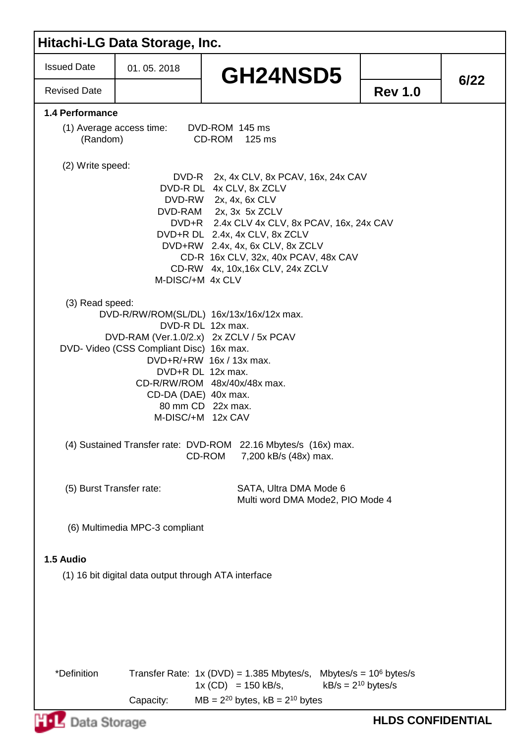### 1.4 Performance

(1) Average access time: (Random)

| | |
|---|---|
| DVD-ROM | 145 ms |
| CD-ROM | 125 ms |

(2) Write speed:

| | |
|---|---|
| DVD-R | 2x, 4x CLV, 8x PCAV, 16x, 24x CAV |
| DVD-R DL | 4x CLV, 8x ZCLV |
| DVD-RW | 2x, 4x, 6x CLV |
| DVD-RAM | 2x, 3x 5x ZCLV |
| DVD+R | 2.4x CLV 4x CLV, 8x PCAV, 16x, 24x CAV |
| DVD+R DL | 2.4x, 4x CLV, 8x ZCLV |
| DVD+RW | 2.4x, 4x, 6x CLV, 8x ZCLV |
| CD-R | 16x CLV, 32x, 40x PCAV, 48x CAV |
| CD-RW | 4x, 10x,16x CLV, 24x ZCLV |
| M-DISC/+M | 4x CLV |

(3) Read speed:

| | |
|---|---|
| DVD-R/RW/ROM(SL/DL) | 16x/13x/16x/12x max. |
| DVD-R DL | 12x max. |
| DVD-RAM (Ver.1.0/2.x) | 2x ZCLV / 5x PCAV |
| DVD- Video (CSS Compliant Disc) | 16x max. |
| DVD+R/+RW | 16x / 13x max. |
| DVD+R DL | 12x max. |
| CD-R/RW/ROM | 48x/40x/48x max. |
| CD-DA (DAE) | 40x max. |
| 80 mm CD | 22x max. |
| M-DISC/+M | 12x CAV |

(4) Sustained Transfer rate:

| | |
|---|---|
| DVD-ROM | 22.16 Mbytes/s (16x) max. |
| CD-ROM | 7,200 kB/s (48x) max. |

(5) Burst Transfer rate: SATA, Ultra DMA Mode 6
Multi word DMA Mode2, PIO Mode 4

(6) Multimedia MPC-3 compliant

### 1.5 Audio

(1) 16 bit digital data output through ATA interface

*Definition

Transfer Rate: 1x (DVD) = 1.385 Mbytes/s, Mbytes/s = $10^6$ bytes/s
1x (CD) = 150 kB/s, kB/s = $2^{10}$ bytes/s

Capacity: MB = $2^{20}$ bytes, kB = $2^{10}$ bytes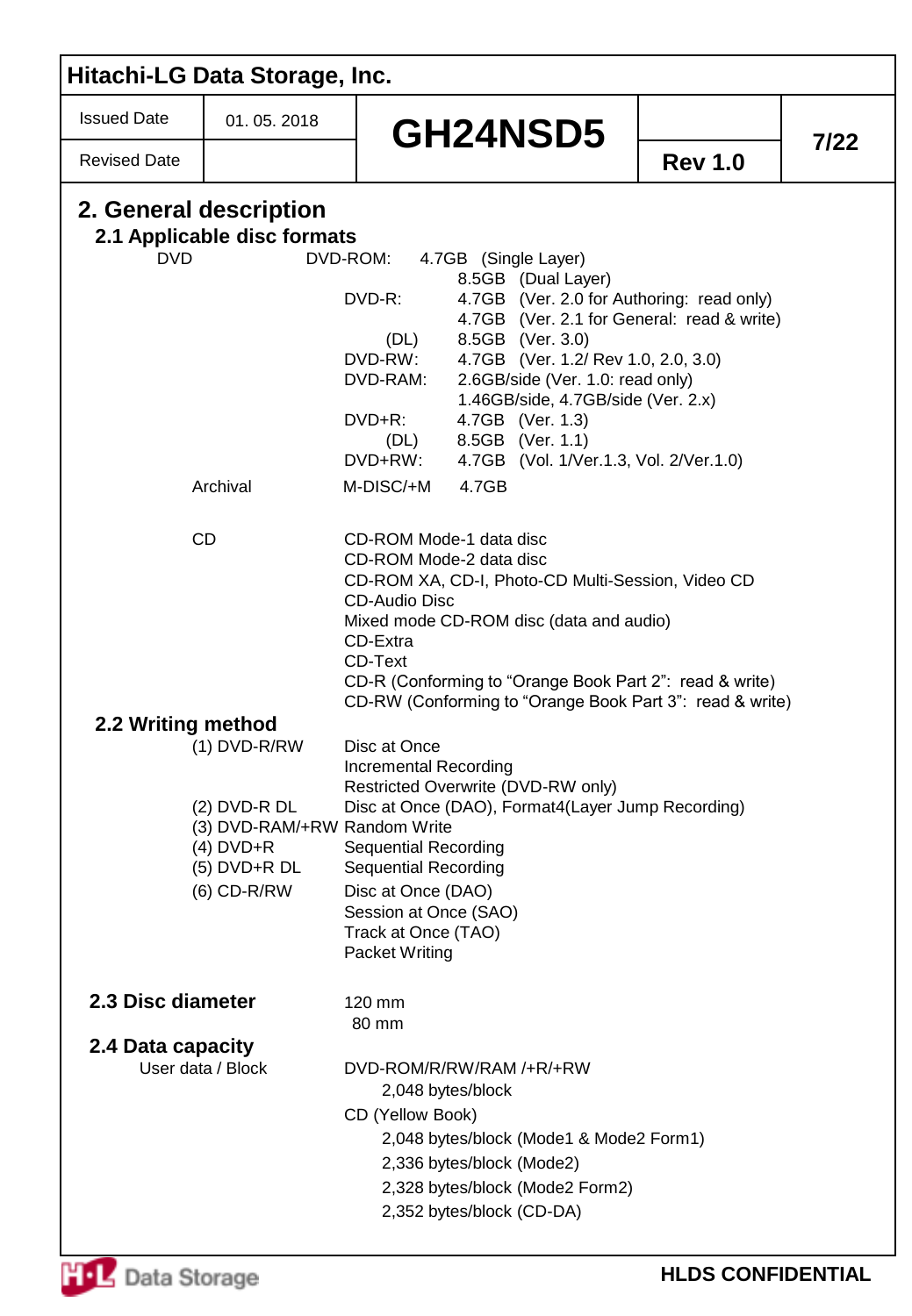## 2. General description

### 2.1 Applicable disc formats

| | | | |
|---|---|---|---|
| DVD | DVD-ROM: | 4.7GB | (Single Layer) |
| | | 8.5GB | (Dual Layer) |
| | DVD-R: | 4.7GB | (Ver. 2.0 for Authoring: read only) |
| | | 4.7GB | (Ver. 2.1 for General: read & write) |
| | (DL) | 8.5GB | (Ver. 3.0) |
| | DVD-RW: | 4.7GB | (Ver. 1.2/ Rev 1.0, 2.0, 3.0) |
| | DVD-RAM: | 2.6GB/side (Ver. 1.0: read only) | |
| | | 1.46GB/side, 4.7GB/side (Ver. 2.x) | |
| | DVD+R: | 4.7GB | (Ver. 1.3) |
| | (DL) | 8.5GB | (Ver. 1.1) |
| | DVD+RW: | 4.7GB | (Vol. 1/Ver.1.3, Vol. 2/Ver.1.0) |
| Archival | M-DISC/+M | 4.7GB | |

CD
- CD-ROM Mode-1 data disc
- CD-ROM Mode-2 data disc
- CD-ROM XA, CD-I, Photo-CD Multi-Session, Video CD
- CD-Audio Disc
- Mixed mode CD-ROM disc (data and audio)
- CD-Extra
- CD-Text
- CD-R (Conforming to "Orange Book Part 2": read & write)
- CD-RW (Conforming to "Orange Book Part 3": read & write)

### 2.2 Writing method

| | |
|---|---|
| (1) DVD-R/RW | Disc at Once |
| | Incremental Recording |
| | Restricted Overwrite (DVD-RW only) |
| (2) DVD-R DL | Disc at Once (DAO), Format4(Layer Jump Recording) |
| (3) DVD-RAM/+RW | Random Write |
| (4) DVD+R | Sequential Recording |
| (5) DVD+R DL | Sequential Recording |
| (6) CD-R/RW | Disc at Once (DAO) |
| | Session at Once (SAO) |
| | Track at Once (TAO) |
| | Packet Writing |

### 2.3 Disc diameter

120 mm
80 mm

### 2.4 Data capacity

User data / Block

DVD-ROM/R/RW/RAM /+R/+RW
- 2,048 bytes/block

CD (Yellow Book)
- 2,048 bytes/block (Mode1 & Mode2 Form1)
- 2,336 bytes/block (Mode2)
- 2,328 bytes/block (Mode2 Form2)
- 2,352 bytes/block (CD-DA)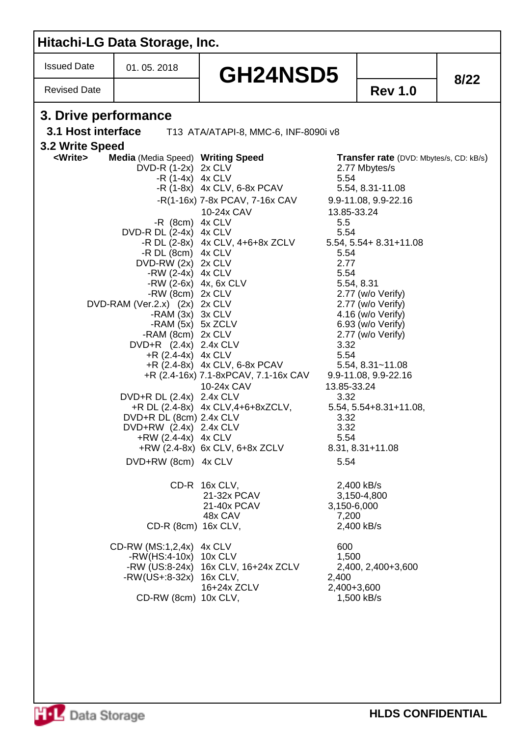Hitachi-LG Data Storage, Inc.

| Issued Date | 01. 05. 2018 | GH24NSD5 | | |
|---|---|---|---|---|
| Revised Date | | | Rev 1.0 | |

# 3. Drive performance

## 3.1 Host interface

T13 ATA/ATAPI-8, MMC-6, INF-8090i v8

## 3.2 Write Speed

| <Write> | Media (Media Speed) | Writing Speed | Transfer rate (DVD: Mbytes/s, CD: kB/s) |
|---|---|---|---|
| | DVD-R (1-2x) | 2x CLV | 2.77 Mbytes/s |
| | -R (1-4x) | 4x CLV | 5.54 |
| | -R (1-8x) | 4x CLV, 6-8x PCAV | 5.54, 8.31-11.08 |
| | -R(1-16x) | 7-8x PCAV, 7-16x CAV | 9.9-11.08, 9.9-22.16 |
| | | 10-24x CAV | 13.85-33.24 |
| | -R (8cm) | 4x CLV | 5.5 |
| | DVD-R DL (2-4x) | 4x CLV | 5.54 |
| | -R DL (2-8x) | 4x CLV, 4+6+8x ZCLV | 5.54, 5.54+ 8.31+11.08 |
| | -R DL (8cm) | 4x CLV | 5.54 |
| | DVD-RW (2x) | 2x CLV | 2.77 |
| | -RW (2-4x) | 4x CLV | 5.54 |
| | -RW (2-6x) | 4x, 6x CLV | 5.54, 8.31 |
| | -RW (8cm) | 2x CLV | 2.77 (w/o Verify) |
| | DVD-RAM (Ver.2.x) (2x) | 2x CLV | 2.77 (w/o Verify) |
| | -RAM (3x) | 3x CLV | 4.16 (w/o Verify) |
| | -RAM (5x) | 5x ZCLV | 6.93 (w/o Verify) |
| | -RAM (8cm) | 2x CLV | 2.77 (w/o Verify) |
| | DVD+R (2.4x) | 2.4x CLV | 3.32 |
| | +R (2.4-4x) | 4x CLV | 5.54 |
| | +R (2.4-8x) | 4x CLV, 6-8x PCAV | 5.54, 8.31~11.08 |
| | +R (2.4-16x) | 7.1-8xPCAV, 7.1-16x CAV | 9.9-11.08, 9.9-22.16 |
| | | 10-24x CAV | 13.85-33.24 |
| | DVD+R DL (2.4x) | 2.4x CLV | 3.32 |
| | +R DL (2.4-8x) | 4x CLV,4+6+8xZCLV, | 5.54, 5.54+8.31+11.08, |
| | DVD+R DL (8cm) | 2.4x CLV | 3.32 |
| | DVD+RW (2.4x) | 2.4x CLV | 3.32 |
| | +RW (2.4-4x) | 4x CLV | 5.54 |
| | +RW (2.4-8x) | 6x CLV, 6+8x ZCLV | 8.31, 8.31+11.08 |
| | DVD+RW (8cm) | 4x CLV | 5.54 |
| | CD-R | 16x CLV, | 2,400 kB/s |
| | | 21-32x PCAV | 3,150-4,800 |
| | | 21-40x PCAV | 3,150-6,000 |
| | | 48x CAV | 7,200 |
| | CD-R (8cm) | 16x CLV, | 2,400 kB/s |
| | CD-RW (MS:1,2,4x) | 4x CLV | 600 |
| | -RW(HS:4-10x) | 10x CLV | 1,500 |
| | -RW (US:8-24x) | 16x CLV, 16+24x ZCLV | 2,400, 2,400+3,600 |
| | -RW(US+:8-32x) | 16x CLV, | 2,400 |
| | | 16+24x ZCLV | 2,400+3,600 |
| | CD-RW (8cm) | 10x CLV, | 1,500 kB/s |

HLDS CONFIDENTIAL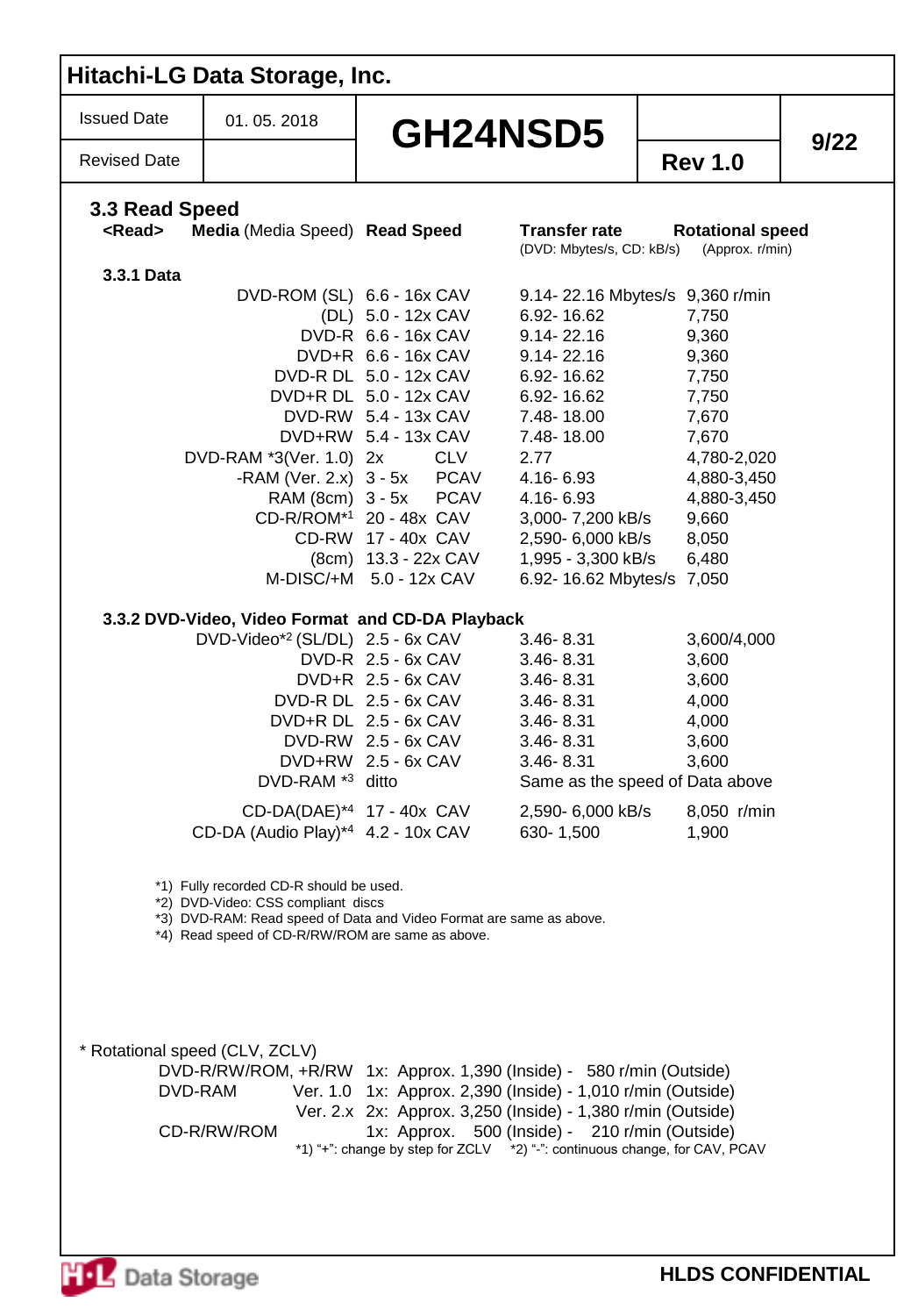## 3.3 Read Speed

### 3.3.1 Data

| Media (Media Speed) | Read Speed | Transfer rate (DVD: Mbytes/s, CD: kB/s) | Rotational speed (Approx. r/min) |
|---|---|---|---|
| DVD-ROM (SL) | 6.6 - 16x CAV | 9.14- 22.16 Mbytes/s | 9,360 r/min |
| (DL) | 5.0 - 12x CAV | 6.92- 16.62 | 7,750 |
| DVD-R | 6.6 - 16x CAV | 9.14- 22.16 | 9,360 |
| DVD+R | 6.6 - 16x CAV | 9.14- 22.16 | 9,360 |
| DVD-R DL | 5.0 - 12x CAV | 6.92- 16.62 | 7,750 |
| DVD+R DL | 5.0 - 12x CAV | 6.92- 16.62 | 7,750 |
| DVD-RW | 5.4 - 13x CAV | 7.48- 18.00 | 7,670 |
| DVD+RW | 5.4 - 13x CAV | 7.48- 18.00 | 7,670 |
| DVD-RAM *3(Ver. 1.0) | 2x CLV | 2.77 | 4,780-2,020 |
| -RAM (Ver. 2.x) | 3 - 5x PCAV | 4.16- 6.93 | 4,880-3,450 |
| RAM (8cm) | 3 - 5x PCAV | 4.16- 6.93 | 4,880-3,450 |
| CD-R/ROM*1 | 20 - 48x CAV | 3,000- 7,200 kB/s | 9,660 |
| CD-RW | 17 - 40x CAV | 2,590- 6,000 kB/s | 8,050 |
| (8cm) | 13.3 - 22x CAV | 1,995 - 3,300 kB/s | 6,480 |
| M-DISC/+M | 5.0 - 12x CAV | 6.92- 16.62 Mbytes/s | 7,050 |

### 3.3.2 DVD-Video, Video Format and CD-DA Playback

| Media (Media Speed) | Read Speed | Transfer rate | Rotational speed |
|---|---|---|---|
| DVD-Video*2 (SL/DL) | 2.5 - 6x CAV | 3.46- 8.31 | 3,600/4,000 |
| DVD-R | 2.5 - 6x CAV | 3.46- 8.31 | 3,600 |
| DVD+R | 2.5 - 6x CAV | 3.46- 8.31 | 3,600 |
| DVD-R DL | 2.5 - 6x CAV | 3.46- 8.31 | 4,000 |
| DVD+R DL | 2.5 - 6x CAV | 3.46- 8.31 | 4,000 |
| DVD-RW | 2.5 - 6x CAV | 3.46- 8.31 | 3,600 |
| DVD+RW | 2.5 - 6x CAV | 3.46- 8.31 | 3,600 |
| DVD-RAM *3 | ditto | Same as the speed of Data above | |
| CD-DA(DAE)*4 | 17 - 40x CAV | 2,590- 6,000 kB/s | 8,050 r/min |
| CD-DA (Audio Play)*4 | 4.2 - 10x CAV | 630- 1,500 | 1,900 |

*1) Fully recorded CD-R should be used.
*2) DVD-Video: CSS compliant discs
*3) DVD-RAM: Read speed of Data and Video Format are same as above.
*4) Read speed of CD-R/RW/ROM are same as above.

\* Rotational speed (CLV, ZCLV)

| | | |
|---|---|---|
| DVD-R/RW/ROM, +R/RW | | 1x: Approx. 1,390 (Inside) - 580 r/min (Outside) |
| DVD-RAM | Ver. 1.0 | 1x: Approx. 2,390 (Inside) - 1,010 r/min (Outside) |
| | Ver. 2.x | 2x: Approx. 3,250 (Inside) - 1,380 r/min (Outside) |
| CD-R/RW/ROM | | 1x: Approx. 500 (Inside) - 210 r/min (Outside) |

*1) "+": change by step for ZCLV *2) "-": continuous change, for CAV, PCAV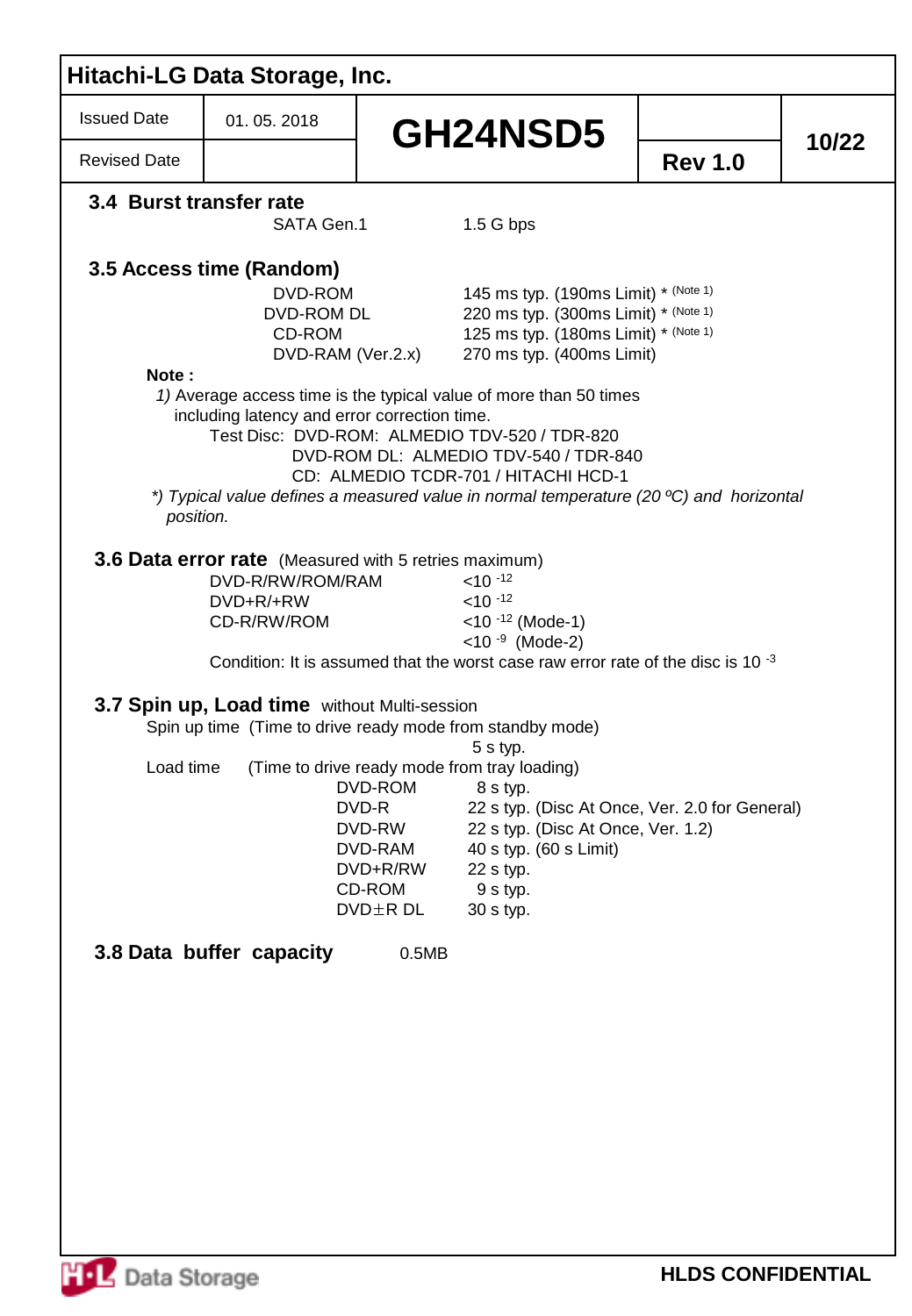### 3.4 Burst transfer rate

| | |
|---|---|
| SATA Gen.1 | 1.5 G bps |

### 3.5 Access time (Random)

| | |
|---|---|
| DVD-ROM | 145 ms typ. (190ms Limit) * (Note 1) |
| DVD-ROM DL | 220 ms typ. (300ms Limit) * (Note 1) |
| CD-ROM | 125 ms typ. (180ms Limit) * (Note 1) |
| DVD-RAM (Ver.2.x) | 270 ms typ. (400ms Limit) |

**Note :**

*1) Average access time is the typical value of more than 50 times including latency and error correction time.*

Test Disc: DVD-ROM: ALMEDIO TDV-520 / TDR-820
DVD-ROM DL: ALMEDIO TDV-540 / TDR-840
CD: ALMEDIO TCDR-701 / HITACHI HCD-1

*\*) Typical value defines a measured value in normal temperature (20 ºC) and horizontal position.*

### 3.6 Data error rate (Measured with 5 retries maximum)

| | |
|---|---|
| DVD-R/RW/ROM/RAM | $<10^{-12}$ |
| DVD+R/+RW | $<10^{-12}$ |
| CD-R/RW/ROM | $<10^{-12}$ (Mode-1) |
| | $<10^{-9}$ (Mode-2) |

Condition: It is assumed that the worst case raw error rate of the disc is $10^{-3}$

### 3.7 Spin up, Load time without Multi-session

Spin up time (Time to drive ready mode from standby mode)
5 s typ.

Load time (Time to drive ready mode from tray loading)

| | |
|---|---|
| DVD-ROM | 8 s typ. |
| DVD-R | 22 s typ. (Disc At Once, Ver. 2.0 for General) |
| DVD-RW | 22 s typ. (Disc At Once, Ver. 1.2) |
| DVD-RAM | 40 s typ. (60 s Limit) |
| DVD+R/RW | 22 s typ. |
| CD-ROM | 9 s typ. |
| DVD±R DL | 30 s typ. |

### 3.8 Data buffer capacity 0.5MB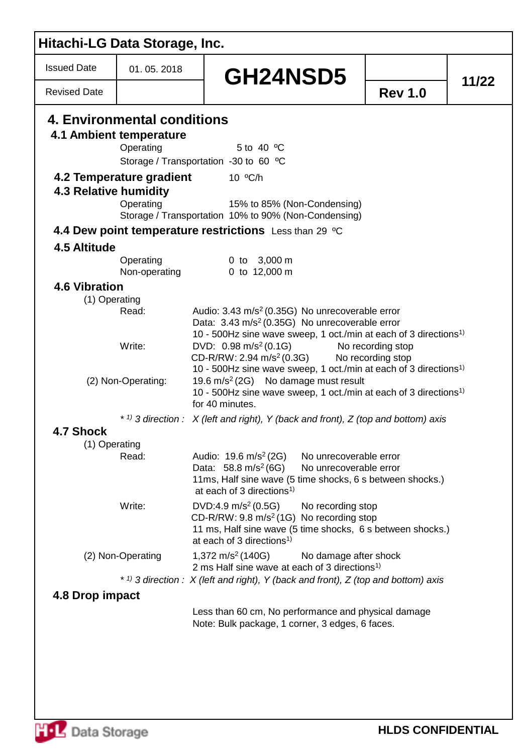# 4. Environmental conditions

## 4.1 Ambient temperature

Operating 5 to 40 ºC

Storage / Transportation -30 to 60 ºC

## 4.2 Temperature gradient

10 ºC/h

## 4.3 Relative humidity

Operating 15% to 85% (Non-Condensing)

Storage / Transportation 10% to 90% (Non-Condensing)

## 4.4 Dew point temperature restrictions

Less than 29 ºC

## 4.5 Altitude

Operating 0 to 3,000 m

Non-operating 0 to 12,000 m

## 4.6 Vibration

(1) Operating

Read:
- Audio: 3.43 $m/s^2$ (0.35G) No unrecoverable error
- Data: 3.43 $m/s^2$ (0.35G) No unrecoverable error
- 10 - 500Hz sine wave sweep, 1 oct./min at each of 3 directions[1)]

Write:
- DVD: 0.98 $m/s^2$ (0.1G) No recording stop
- CD-R/RW: 2.94 $m/s^2$ (0.3G) No recording stop
- 10 - 500Hz sine wave sweep, 1 oct./min at each of 3 directions[1)]

(2) Non-Operating:
- 19.6 $m/s^2$ (2G) No damage must result
- 10 - 500Hz sine wave sweep, 1 oct./min at each of 3 directions[1)] for 40 minutes.

*\* 1) 3 direction : X (left and right), Y (back and front), Z (top and bottom) axis*

## 4.7 Shock

(1) Operating

Read:
- Audio: 19.6 $m/s^2$ (2G) No unrecoverable error
- Data: 58.8 $m/s^2$ (6G) No unrecoverable error
- 11ms, Half sine wave (5 time shocks, 6 s between shocks.) at each of 3 directions[1)]

Write:
- DVD:4.9 $m/s^2$ (0.5G) No recording stop
- CD-R/RW: 9.8 $m/s^2$ (1G) No recording stop
- 11 ms, Half sine wave (5 time shocks, 6 s between shocks.) at each of 3 directions[1)]

(2) Non-Operating
- 1,372 $m/s^2$ (140G) No damage after shock
- 2 ms Half sine wave at each of 3 directions[1)]

*\* 1) 3 direction : X (left and right), Y (back and front), Z (top and bottom) axis*

## 4.8 Drop impact

Less than 60 cm, No performance and physical damage

Note: Bulk package, 1 corner, 3 edges, 6 faces.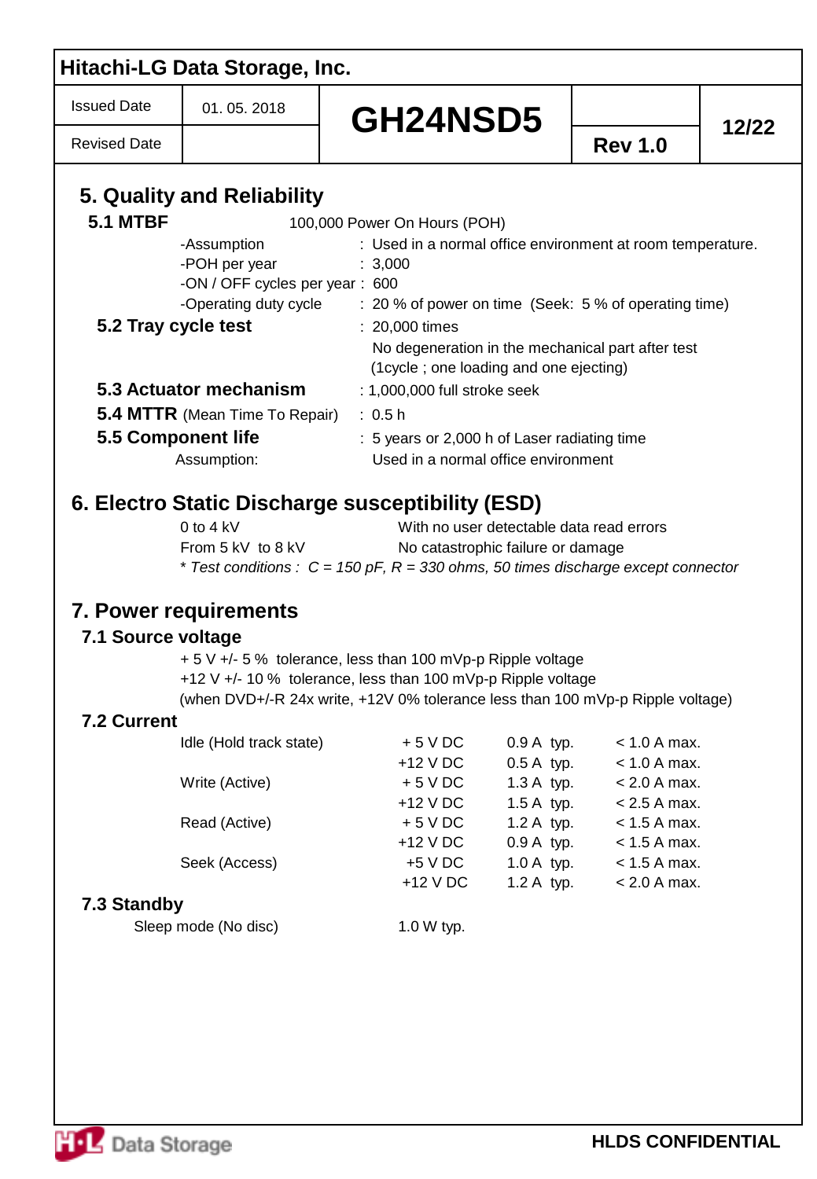## 5. Quality and Reliability

### 5.1 MTBF

100,000 Power On Hours (POH)

- -Assumption : Used in a normal office environment at room temperature.
- -POH per year : 3,000
- -ON / OFF cycles per year : 600
- -Operating duty cycle : 20 % of power on time (Seek: 5 % of operating time)

### 5.2 Tray cycle test

: 20,000 times
No degeneration in the mechanical part after test
(1cycle ; one loading and one ejecting)

### 5.3 Actuator mechanism

: 1,000,000 full stroke seek

### 5.4 MTTR (Mean Time To Repair)

: 0.5 h

### 5.5 Component life

: 5 years or 2,000 h of Laser radiating time

Assumption: Used in a normal office environment

## 6. Electro Static Discharge susceptibility (ESD)

| | |
|---|---|
| 0 to 4 kV | With no user detectable data read errors |
| From 5 kV to 8 kV | No catastrophic failure or damage |

*\* Test conditions : C = 150 pF, R = 330 ohms, 50 times discharge except connector*

## 7. Power requirements

### 7.1 Source voltage

+ 5 V +/- 5 % tolerance, less than 100 mVp-p Ripple voltage
+12 V +/- 10 % tolerance, less than 100 mVp-p Ripple voltage
(when DVD+/-R 24x write, +12V 0% tolerance less than 100 mVp-p Ripple voltage)

### 7.2 Current

| Mode | Voltage | Typ. | Max. |
|---|---|---|---|
| Idle (Hold track state) | + 5 V DC | 0.9 A typ. | < 1.0 A max. |
| | +12 V DC | 0.5 A typ. | < 1.0 A max. |
| Write (Active) | + 5 V DC | 1.3 A typ. | < 2.0 A max. |
| | +12 V DC | 1.5 A typ. | < 2.5 A max. |
| Read (Active) | + 5 V DC | 1.2 A typ. | < 1.5 A max. |
| | +12 V DC | 0.9 A typ. | < 1.5 A max. |
| Seek (Access) | +5 V DC | 1.0 A typ. | < 1.5 A max. |
| | +12 V DC | 1.2 A typ. | < 2.0 A max. |

### 7.3 Standby

Sleep mode (No disc) 1.0 W typ.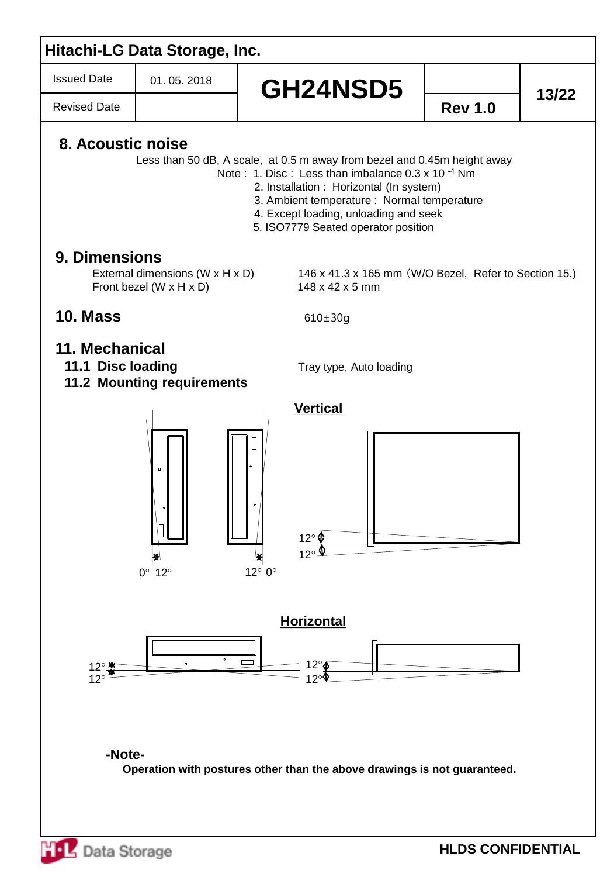## 8. Acoustic noise

Less than 50 dB, A scale, at 0.5 m away from bezel and 0.45m height away

Note : 1. Disc : Less than imbalance 0.3 x $10^{-4}$ Nm
2. Installation : Horizontal (In system)
3. Ambient temperature : Normal temperature
4. Except loading, unloading and seek
5. ISO7779 Seated operator position

## 9. Dimensions

External dimensions (W x H x D) 146 x 41.3 x 165 mm（W/O Bezel, Refer to Section 15.)

Front bezel (W x H x D) 148 x 42 x 5 mm

## 10. Mass

610±30g

## 11. Mechanical

### 11.1 Disc loading

Tray type, Auto loading

### 11.2 Mounting requirements

**Vertical**

0° 12°

12° 0°

12°

12°

**Horizontal**

12°

12°

12°

12°

**-Note-**

**Operation with postures other than the above drawings is not guaranteed.**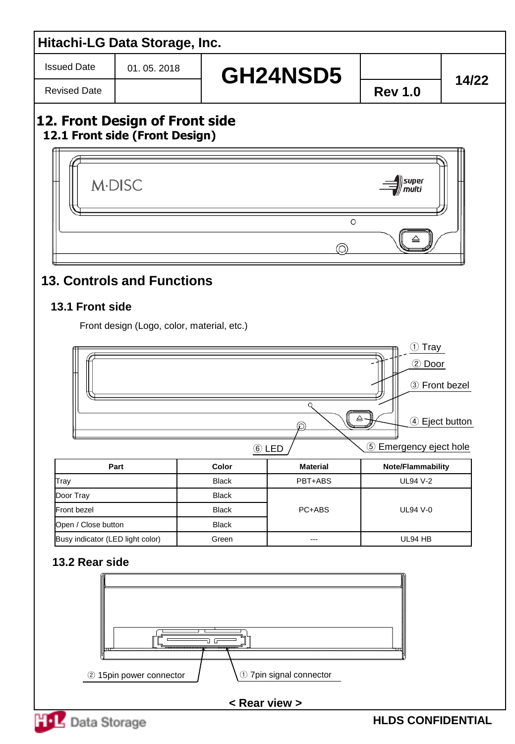# 12. Front Design of Front side

## 12.1 Front side (Front Design)

M·DISC

super multi

# 13. Controls and Functions

## 13.1 Front side

Front design (Logo, color, material, etc.)

① Tray
② Door
③ Front bezel
④ Eject button
⑤ Emergency eject hole
⑥ LED

| Part | Color | Material | Note/Flammability |
|---|---|---|---|
| Tray | Black | PBT+ABS | UL94 V-2 |
| Door Tray | Black | PC+ABS | UL94 V-0 |
| Front bezel | Black | | |
| Open / Close button | Black | | |
| Busy indicator (LED light color) | Green | --- | UL94 HB |

## 13.2 Rear side

② 15pin power connector

① 7pin signal connector

< Rear view >

HLDS CONFIDENTIAL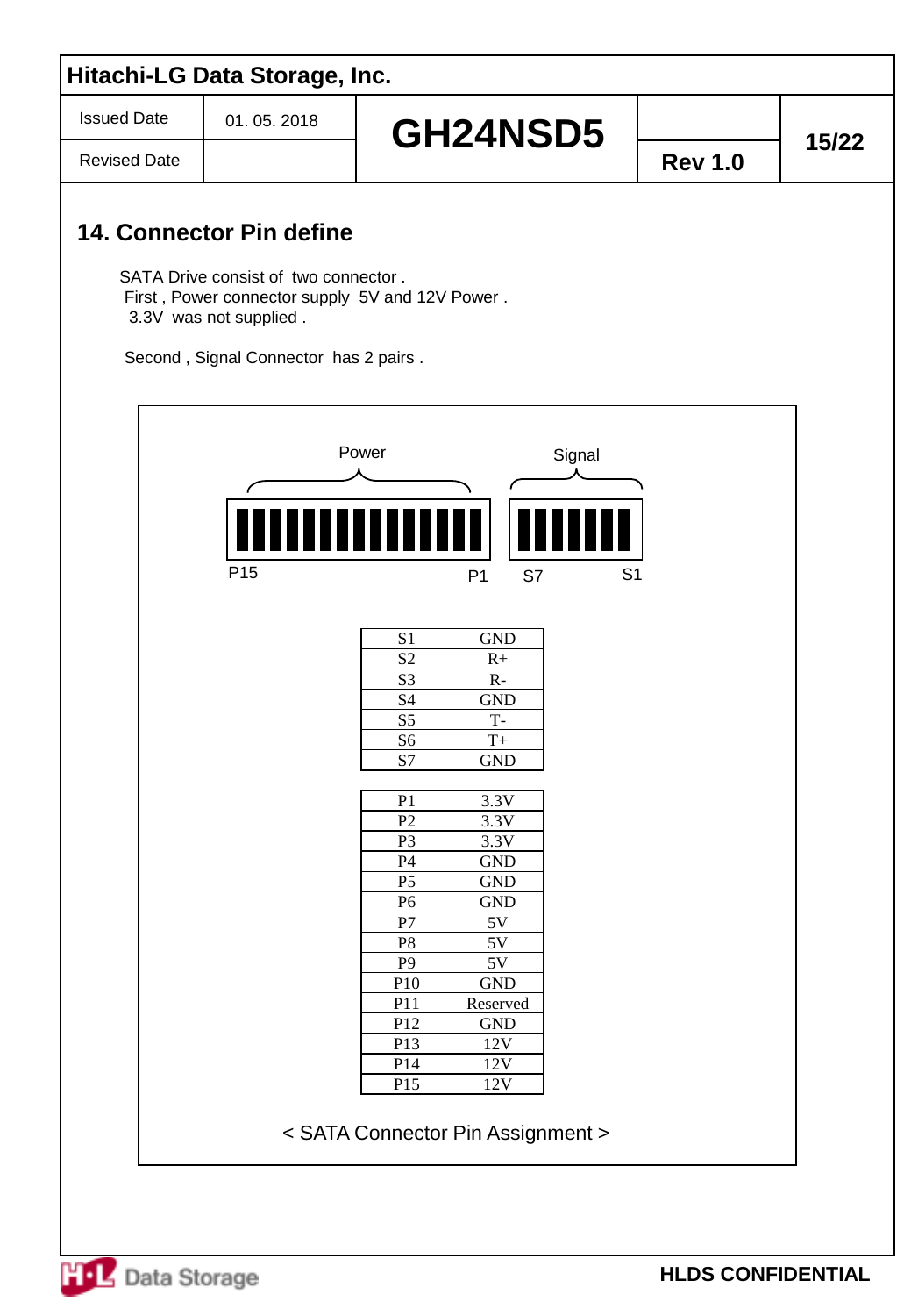## 14. Connector Pin define

SATA Drive consist of two connector .
First , Power connector supply 5V and 12V Power .
3.3V was not supplied .

Second , Signal Connector has 2 pairs .

Power — Signal

P15 P1 S7 S1

| S1 | GND |
|---|---|
| S2 | R+ |
| S3 | R- |
| S4 | GND |
| S5 | T- |
| S6 | T+ |
| S7 | GND |

| P1 | 3.3V |
|---|---|
| P2 | 3.3V |
| P3 | 3.3V |
| P4 | GND |
| P5 | GND |
| P6 | GND |
| P7 | 5V |
| P8 | 5V |
| P9 | 5V |
| P10 | GND |
| P11 | Reserved |
| P12 | GND |
| P13 | 12V |
| P14 | 12V |
| P15 | 12V |

< SATA Connector Pin Assignment >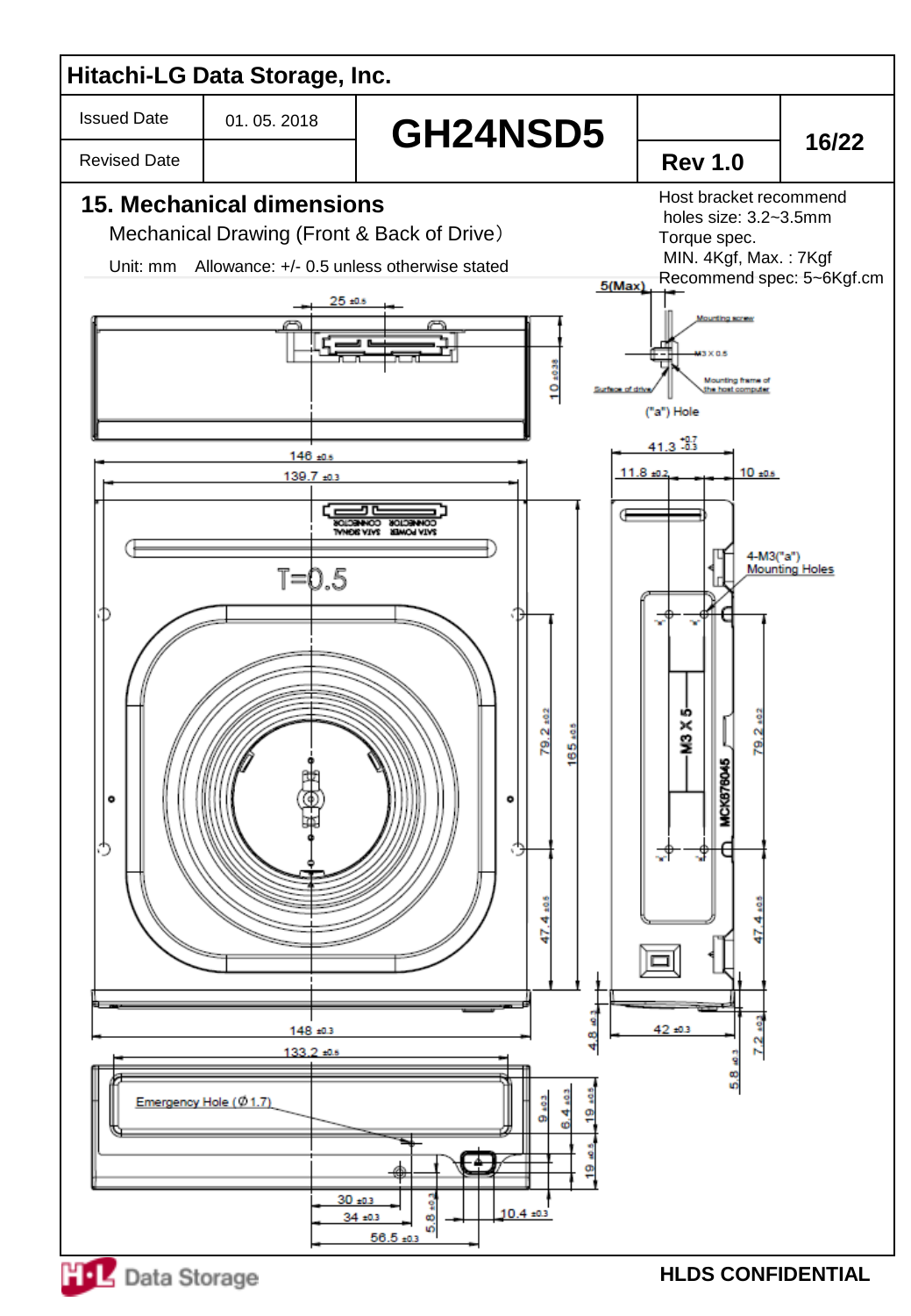## 15. Mechanical dimensions

Mechanical Drawing (Front & Back of Drive）

Unit: mm Allowance: +/- 0.5 unless otherwise stated

Host bracket recommend holes size: 3.2~3.5mm

Torque spec.

MIN. 4Kgf, Max. : 7Kgf

Recommend spec: 5~6Kgf.cm

5(Max)

Mounting screw

M3 X 0.5

Surface of drive

Mounting frame of the host computer

("a") Hole

25 ±0.5

10 ±0.38

146 ±0.5

139.7 ±0.3

SATA SIGNAL CONNECTOR

SATA POWER CONNECTOR

T=0.5

79.2 ±0.2

165 ±0.5

47.4 ±0.5

148 ±0.3

4.8 ±0.3

41.3 $^{+0.7}_{-0.3}$

11.8 ±0.2

10 ±0.5

4-M3("a") Mounting Holes

M3 X 5

MCK676045

79.2 ±0.2

47.4 ±0.5

42 ±0.3

7.2 ±0.3

5.8 ±0.3

133.2 ±0.5

Emergency Hole (Ø 1.7)

9 ±0.3

6.4 ±0.3

19 ±0.5

19 ±0.5

30 ±0.3

34 ±0.3

5.8 ±0.3

10.4 ±0.3

56.5 ±0.3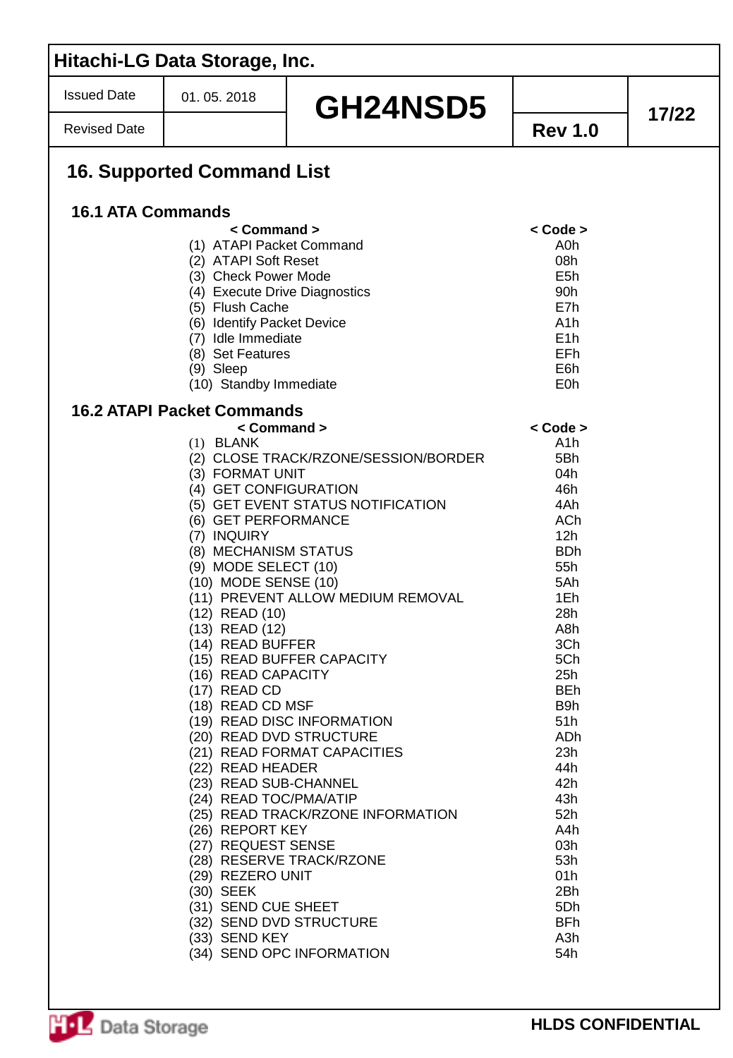# 16. Supported Command List

## 16.1 ATA Commands

| < Command > | < Code > |
|---|---|
| (1) ATAPI Packet Command | A0h |
| (2) ATAPI Soft Reset | 08h |
| (3) Check Power Mode | E5h |
| (4) Execute Drive Diagnostics | 90h |
| (5) Flush Cache | E7h |
| (6) Identify Packet Device | A1h |
| (7) Idle Immediate | E1h |
| (8) Set Features | EFh |
| (9) Sleep | E6h |
| (10) Standby Immediate | E0h |

## 16.2 ATAPI Packet Commands

| < Command > | < Code > |
|---|---|
| (1) BLANK | A1h |
| (2) CLOSE TRACK/RZONE/SESSION/BORDER | 5Bh |
| (3) FORMAT UNIT | 04h |
| (4) GET CONFIGURATION | 46h |
| (5) GET EVENT STATUS NOTIFICATION | 4Ah |
| (6) GET PERFORMANCE | ACh |
| (7) INQUIRY | 12h |
| (8) MECHANISM STATUS | BDh |
| (9) MODE SELECT (10) | 55h |
| (10) MODE SENSE (10) | 5Ah |
| (11) PREVENT ALLOW MEDIUM REMOVAL | 1Eh |
| (12) READ (10) | 28h |
| (13) READ (12) | A8h |
| (14) READ BUFFER | 3Ch |
| (15) READ BUFFER CAPACITY | 5Ch |
| (16) READ CAPACITY | 25h |
| (17) READ CD | BEh |
| (18) READ CD MSF | B9h |
| (19) READ DISC INFORMATION | 51h |
| (20) READ DVD STRUCTURE | ADh |
| (21) READ FORMAT CAPACITIES | 23h |
| (22) READ HEADER | 44h |
| (23) READ SUB-CHANNEL | 42h |
| (24) READ TOC/PMA/ATIP | 43h |
| (25) READ TRACK/RZONE INFORMATION | 52h |
| (26) REPORT KEY | A4h |
| (27) REQUEST SENSE | 03h |
| (28) RESERVE TRACK/RZONE | 53h |
| (29) REZERO UNIT | 01h |
| (30) SEEK | 2Bh |
| (31) SEND CUE SHEET | 5Dh |
| (32) SEND DVD STRUCTURE | BFh |
| (33) SEND KEY | A3h |
| (34) SEND OPC INFORMATION | 54h |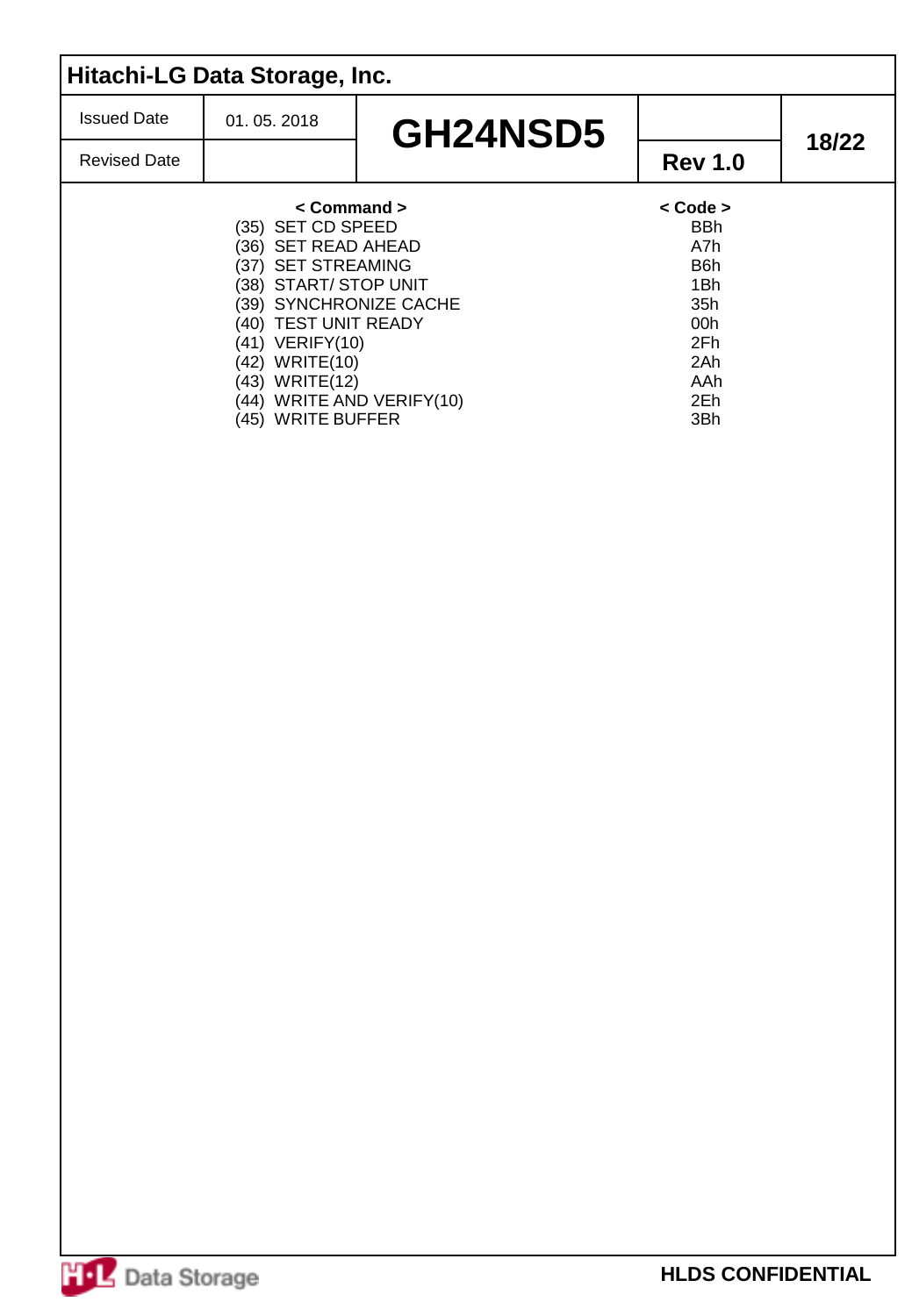| < Command > | < Code > |
|---|---|
| (35) SET CD SPEED | BBh |
| (36) SET READ AHEAD | A7h |
| (37) SET STREAMING | B6h |
| (38) START/ STOP UNIT | 1Bh |
| (39) SYNCHRONIZE CACHE | 35h |
| (40) TEST UNIT READY | 00h |
| (41) VERIFY(10) | 2Fh |
| (42) WRITE(10) | 2Ah |
| (43) WRITE(12) | AAh |
| (44) WRITE AND VERIFY(10) | 2Eh |
| (45) WRITE BUFFER | 3Bh |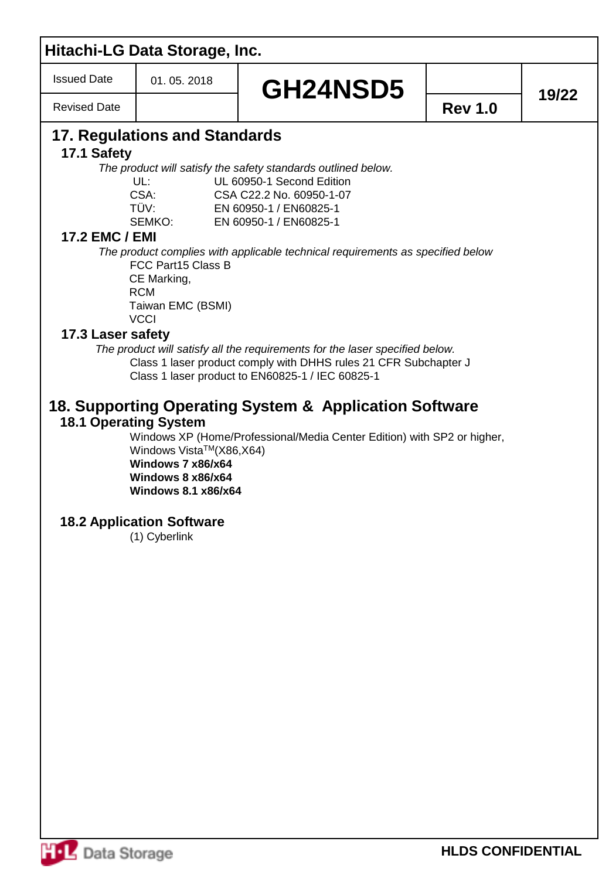## 17. Regulations and Standards

### 17.1 Safety

*The product will satisfy the safety standards outlined below.*

| | |
|---|---|
| UL: | UL 60950-1 Second Edition |
| CSA: | CSA C22.2 No. 60950-1-07 |
| TÜV: | EN 60950-1 / EN60825-1 |
| SEMKO: | EN 60950-1 / EN60825-1 |

### 17.2 EMC / EMI

*The product complies with applicable technical requirements as specified below*

FCC Part15 Class B
CE Marking,
RCM
Taiwan EMC (BSMI)
VCCI

### 17.3 Laser safety

*The product will satisfy all the requirements for the laser specified below.*

Class 1 laser product comply with DHHS rules 21 CFR Subchapter J
Class 1 laser product to EN60825-1 / IEC 60825-1

## 18. Supporting Operating System & Application Software

### 18.1 Operating System

Windows XP (Home/Professional/Media Center Edition) with SP2 or higher,
Windows Vista™(X86,X64)
**Windows 7 x86/x64**
**Windows 8 x86/x64**
**Windows 8.1 x86/x64**

### 18.2 Application Software

(1) Cyberlink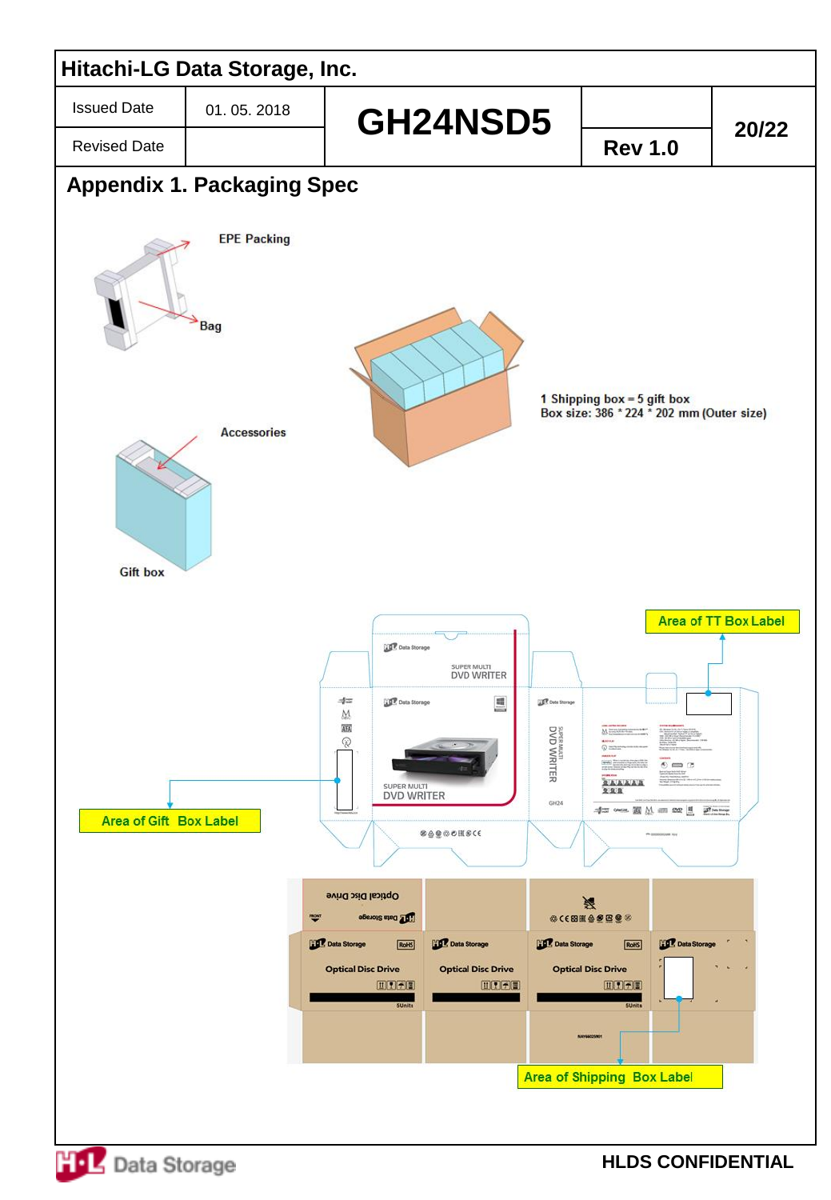## Appendix 1. Packaging Spec

EPE Packing

Bag

Accessories

Gift box

1 Shipping box = 5 gift box
Box size: 386 * 224 * 202 mm (Outer size)

Area of TT Box Label

Area of Gift Box Label

Area of Shipping Box Label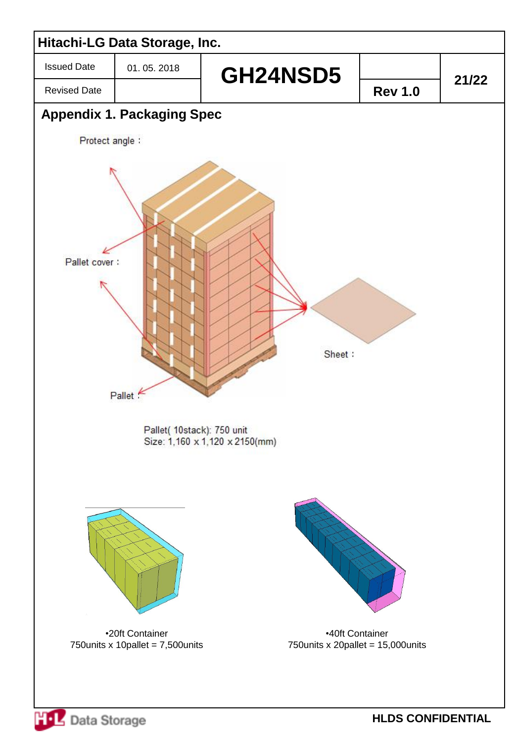## Appendix 1. Packaging Spec

Protect angle :

Pallet cover :

Sheet :

Pallet :

Pallet( 10stack): 750 unit
Size: 1,160 x 1,120 x 2150(mm)

•20ft Container
750units x 10pallet = 7,500units

•40ft Container
750units x 20pallet = 15,000units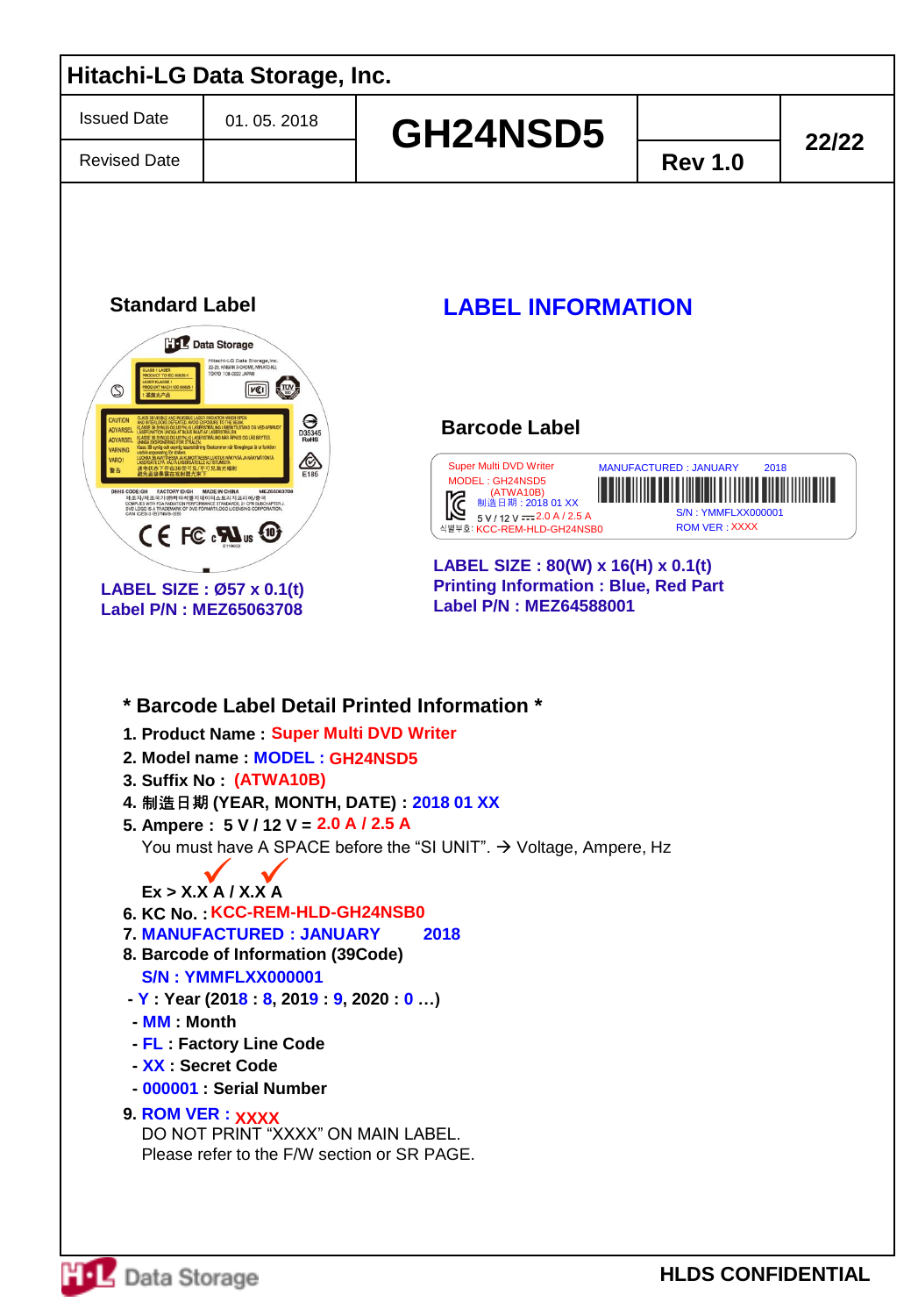| Hitachi-LG Data Storage, Inc. | | | | |
|---|---|---|---|---|
| Issued Date | 01. 05. 2018 | GH24NSD5 | | |
| Revised Date | | | Rev 1.0 | |

## Standard Label

LABEL SIZE : Ø57 x 0.1(t)
Label P/N : MEZ65063708

## LABEL INFORMATION

### Barcode Label

Super Multi DVD Writer
MODEL : GH24NSD5
(ATWA10B)
制造日期 : 2018 01 XX
5 V / 12 V ⎓ 2.0 A / 2.5 A
식별부호: KCC-REM-HLD-GH24NSB0
MANUFACTURED : JANUARY 2018
S/N : YMMFLXX000001
ROM VER : XXXX

LABEL SIZE : 80(W) x 16(H) x 0.1(t)
Printing Information : Blue, Red Part
Label P/N : MEZ64588001

### * Barcode Label Detail Printed Information *

1. Product Name : Super Multi DVD Writer
2. Model name : MODEL : GH24NSD5
3. Suffix No : (ATWA10B)
4. 制造日期 (YEAR, MONTH, DATE) : 2018 01 XX
5. Ampere : 5 V / 12 V = 2.0 A / 2.5 A
   You must have A SPACE before the "SI UNIT". → Voltage, Ampere, Hz

   Ex > X.X A / X.X A
6. KC No. : KCC-REM-HLD-GH24NSB0
7. MANUFACTURED : JANUARY 2018
8. Barcode of Information (39Code)
   S/N : YMMFLXX000001
   - Y : Year (2018 : 8, 2019 : 9, 2020 : 0 …)
   - MM : Month
   - FL : Factory Line Code
   - XX : Secret Code
   - 000001 : Serial Number
9. ROM VER : XXXX
   DO NOT PRINT "XXXX" ON MAIN LABEL.
   Please refer to the F/W section or SR PAGE.

HLDS CONFIDENTIAL